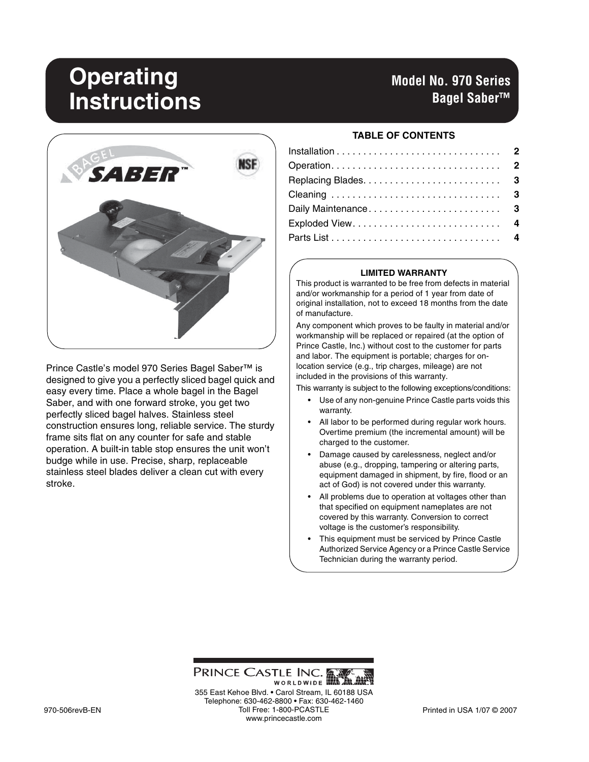# Operating Instructions

## Model No. 970 Series Bagel Saber™

Prince Castle's model 970 Series Bagel Saber™ is designed to give you a perfectly sliced bagel quick and easy every time. Place a whole bagel in the Bagel Saber, and with one forward stroke, you get two perfectly sliced bagel halves. Stainless steel construction ensures long, reliable service. The sturdy frame sits flat on any counter for safe and stable operation. A built-in table stop ensures the unit won't budge while in use. Precise, sharp, replaceable stainless steel blades deliver a clean cut with every stroke.

### TABLE OF CONTENTS

| | |
|---|---|
| Installation | 2 |
| Operation | 2 |
| Replacing Blades | 3 |
| Cleaning | 3 |
| Daily Maintenance | 3 |
| Exploded View | 4 |
| Parts List | 4 |

### LIMITED WARRANTY

This product is warranted to be free from defects in material and/or workmanship for a period of 1 year from date of original installation, not to exceed 18 months from the date of manufacture.

Any component which proves to be faulty in material and/or workmanship will be replaced or repaired (at the option of Prince Castle, Inc.) without cost to the customer for parts and labor. The equipment is portable; charges for on-location service (e.g., trip charges, mileage) are not included in the provisions of this warranty.

This warranty is subject to the following exceptions/conditions:

- Use of any non-genuine Prince Castle parts voids this warranty.
- All labor to be performed during regular work hours. Overtime premium (the incremental amount) will be charged to the customer.
- Damage caused by carelessness, neglect and/or abuse (e.g., dropping, tampering or altering parts, equipment damaged in shipment, by fire, flood or an act of God) is not covered under this warranty.
- All problems due to operation at voltages other than that specified on equipment nameplates are not covered by this warranty. Conversion to correct voltage is the customer's responsibility.
- This equipment must be serviced by Prince Castle Authorized Service Agency or a Prince Castle Service Technician during the warranty period.

PRINCE CASTLE INC. WORLDWIDE

355 East Kehoe Blvd. • Carol Stream, IL 60188 USA
Telephone: 630-462-8800 • Fax: 630-462-1460
Toll Free: 1-800-PCASTLE
www.princecastle.com

970-506revB-EN

Printed in USA 1/07 © 2007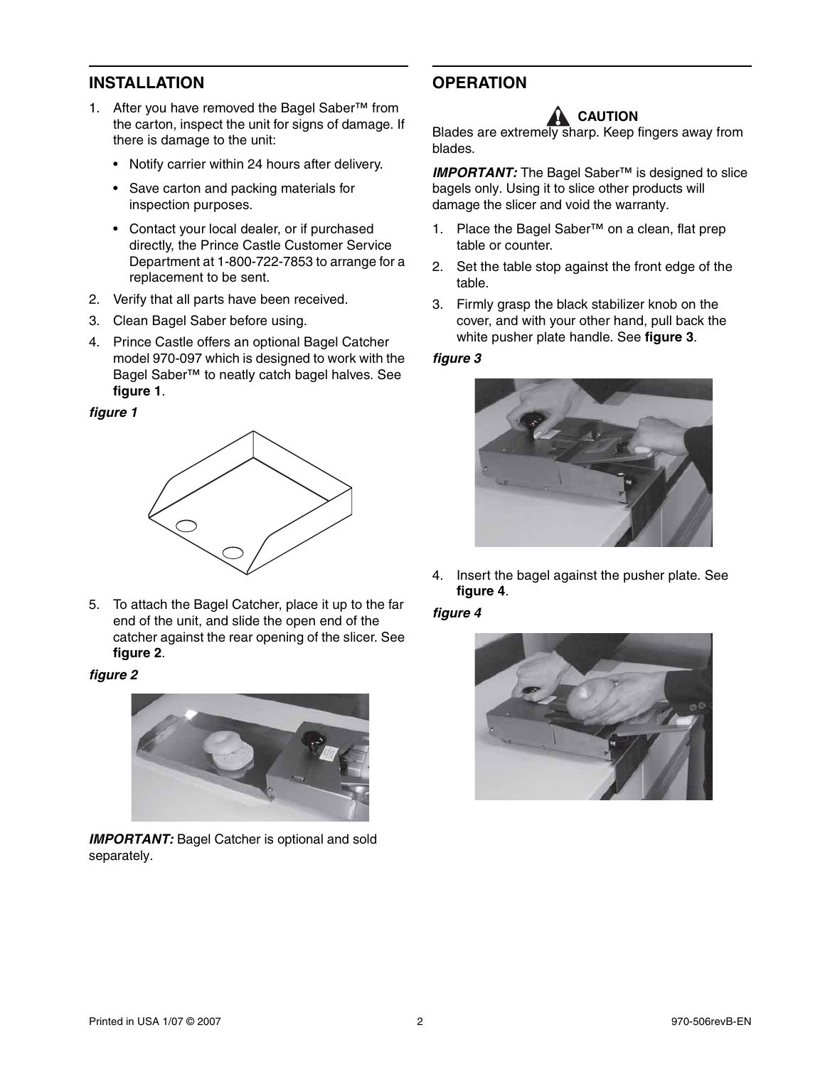## INSTALLATION

1. After you have removed the Bagel Saber™ from the carton, inspect the unit for signs of damage. If there is damage to the unit:
   - Notify carrier within 24 hours after delivery.
   - Save carton and packing materials for inspection purposes.
   - Contact your local dealer, or if purchased directly, the Prince Castle Customer Service Department at 1-800-722-7853 to arrange for a replacement to be sent.
2. Verify that all parts have been received.
3. Clean Bagel Saber before using.
4. Prince Castle offers an optional Bagel Catcher model 970-097 which is designed to work with the Bagel Saber™ to neatly catch bagel halves. See **figure 1**.

***figure 1***

5. To attach the Bagel Catcher, place it up to the far end of the unit, and slide the open end of the catcher against the rear opening of the slicer. See **figure 2**.

***figure 2***

***IMPORTANT:*** Bagel Catcher is optional and sold separately.

## OPERATION

**CAUTION**

Blades are extremely sharp. Keep fingers away from blades.

***IMPORTANT:*** The Bagel Saber™ is designed to slice bagels only. Using it to slice other products will damage the slicer and void the warranty.

1. Place the Bagel Saber™ on a clean, flat prep table or counter.
2. Set the table stop against the front edge of the table.
3. Firmly grasp the black stabilizer knob on the cover, and with your other hand, pull back the white pusher plate handle. See **figure 3**.

***figure 3***

4. Insert the bagel against the pusher plate. See **figure 4**.

***figure 4***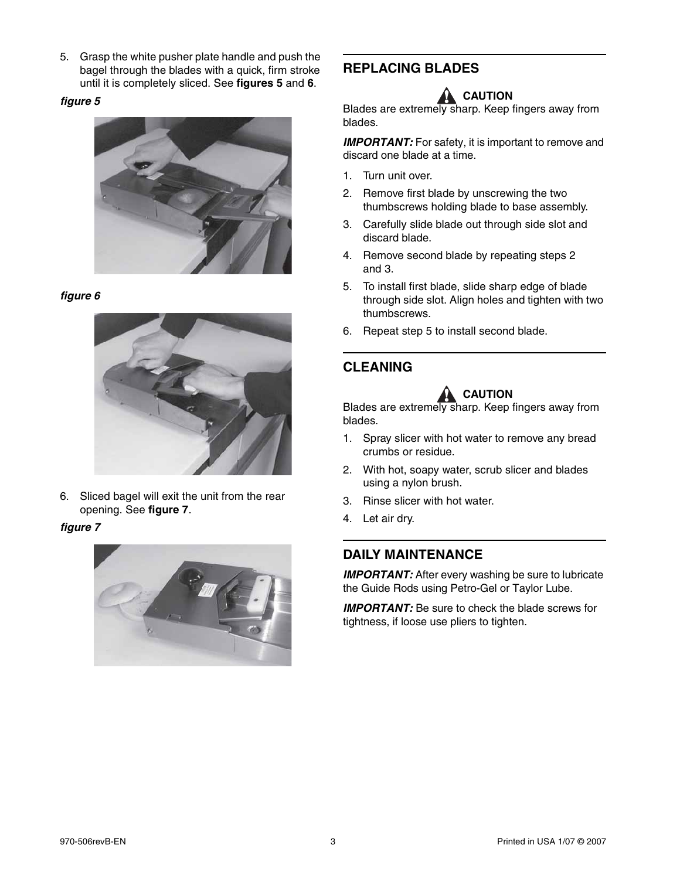5. Grasp the white pusher plate handle and push the bagel through the blades with a quick, firm stroke until it is completely sliced. See **figures 5** and **6**.

***figure 5***

***figure 6***

6. Sliced bagel will exit the unit from the rear opening. See **figure 7**.

***figure 7***

## REPLACING BLADES

**CAUTION**

Blades are extremely sharp. Keep fingers away from blades.

***IMPORTANT:*** For safety, it is important to remove and discard one blade at a time.

1. Turn unit over.
2. Remove first blade by unscrewing the two thumbscrews holding blade to base assembly.
3. Carefully slide blade out through side slot and discard blade.
4. Remove second blade by repeating steps 2 and 3.
5. To install first blade, slide sharp edge of blade through side slot. Align holes and tighten with two thumbscrews.
6. Repeat step 5 to install second blade.

## CLEANING

**CAUTION**

Blades are extremely sharp. Keep fingers away from blades.

1. Spray slicer with hot water to remove any bread crumbs or residue.
2. With hot, soapy water, scrub slicer and blades using a nylon brush.
3. Rinse slicer with hot water.
4. Let air dry.

## DAILY MAINTENANCE

***IMPORTANT:*** After every washing be sure to lubricate the Guide Rods using Petro-Gel or Taylor Lube.

***IMPORTANT:*** Be sure to check the blade screws for tightness, if loose use pliers to tighten.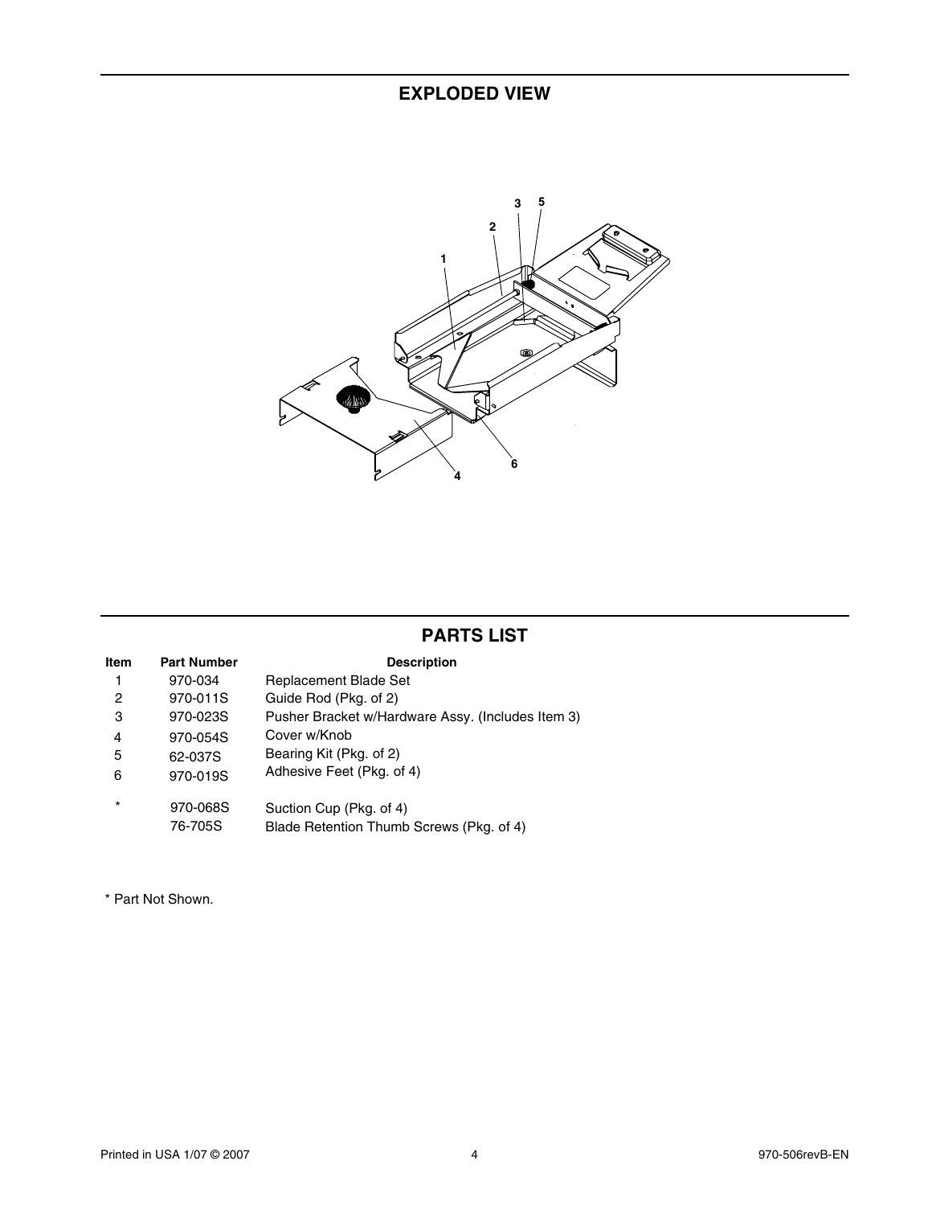## EXPLODED VIEW

3 5
2
1
6
4

## PARTS LIST

| Item | Part Number | Description |
|---|---|---|
| 1 | 970-034 | Replacement Blade Set |
| 2 | 970-011S | Guide Rod (Pkg. of 2) |
| 3 | 970-023S | Pusher Bracket w/Hardware Assy. (Includes Item 3) |
| 4 | 970-054S | Cover w/Knob |
| 5 | 62-037S | Bearing Kit (Pkg. of 2) |
| 6 | 970-019S | Adhesive Feet (Pkg. of 4) |
| * | 970-068S | Suction Cup (Pkg. of 4) |
| | 76-705S | Blade Retention Thumb Screws (Pkg. of 4) |

* Part Not Shown.

Printed in USA 1/07 © 2007

970-506revB-EN